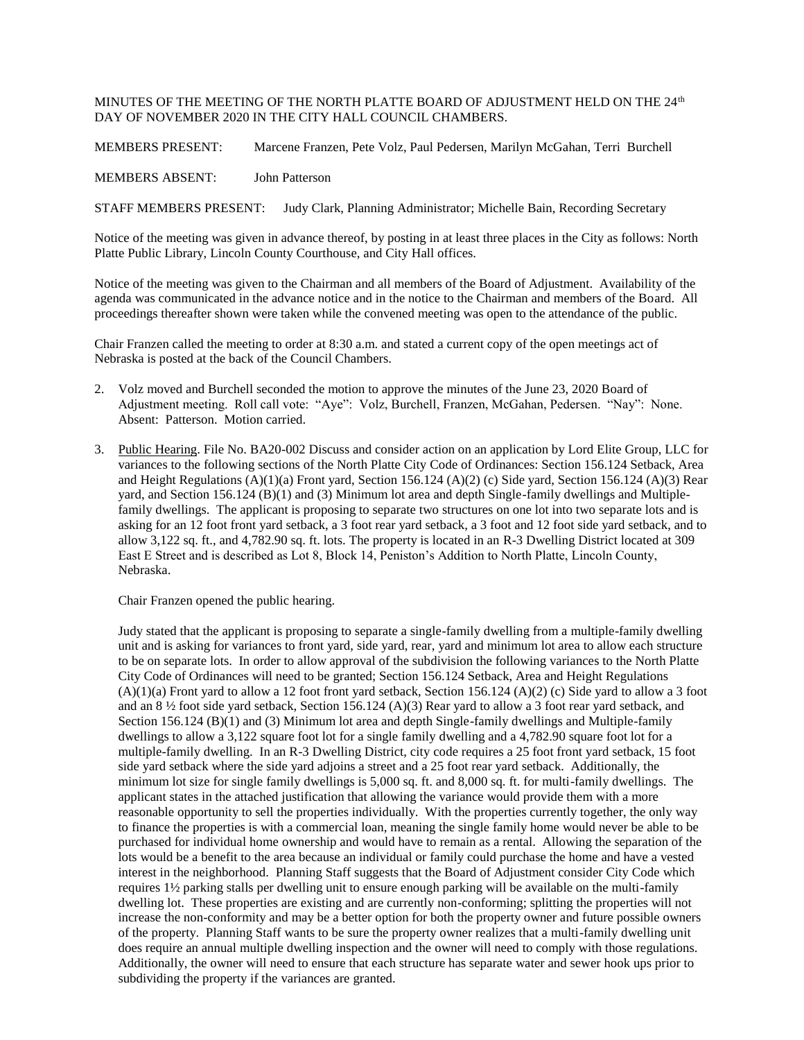MINUTES OF THE MEETING OF THE NORTH PLATTE BOARD OF ADJUSTMENT HELD ON THE 24th DAY OF NOVEMBER 2020 IN THE CITY HALL COUNCIL CHAMBERS.

MEMBERS PRESENT: Marcene Franzen, Pete Volz, Paul Pedersen, Marilyn McGahan, Terri Burchell

MEMBERS ABSENT: John Patterson

STAFF MEMBERS PRESENT: Judy Clark, Planning Administrator; Michelle Bain, Recording Secretary

Notice of the meeting was given in advance thereof, by posting in at least three places in the City as follows: North Platte Public Library, Lincoln County Courthouse, and City Hall offices.

Notice of the meeting was given to the Chairman and all members of the Board of Adjustment. Availability of the agenda was communicated in the advance notice and in the notice to the Chairman and members of the Board. All proceedings thereafter shown were taken while the convened meeting was open to the attendance of the public.

Chair Franzen called the meeting to order at 8:30 a.m. and stated a current copy of the open meetings act of Nebraska is posted at the back of the Council Chambers.

2. Volz moved and Burchell seconded the motion to approve the minutes of the June 23, 2020 Board of Adjustment meeting. Roll call vote: "Aye": Volz, Burchell, Franzen, McGahan, Pedersen. "Nay": None. Absent: Patterson. Motion carried.

3. Public Hearing. File No. BA20-002 Discuss and consider action on an application by Lord Elite Group, LLC for variances to the following sections of the North Platte City Code of Ordinances: Section 156.124 Setback, Area and Height Regulations (A)(1)(a) Front yard, Section 156.124 (A)(2) (c) Side yard, Section 156.124 (A)(3) Rear yard, and Section 156.124 (B)(1) and (3) Minimum lot area and depth Single-family dwellings and Multiple-family dwellings. The applicant is proposing to separate two structures on one lot into two separate lots and is asking for an 12 foot front yard setback, a 3 foot rear yard setback, a 3 foot and 12 foot side yard setback, and to allow 3,122 sq. ft., and 4,782.90 sq. ft. lots. The property is located in an R-3 Dwelling District located at 309 East E Street and is described as Lot 8, Block 14, Peniston's Addition to North Platte, Lincoln County, Nebraska.

   Chair Franzen opened the public hearing.

   Judy stated that the applicant is proposing to separate a single-family dwelling from a multiple-family dwelling unit and is asking for variances to front yard, side yard, rear, yard and minimum lot area to allow each structure to be on separate lots. In order to allow approval of the subdivision the following variances to the North Platte City Code of Ordinances will need to be granted; Section 156.124 Setback, Area and Height Regulations (A)(1)(a) Front yard to allow a 12 foot front yard setback, Section 156.124 (A)(2) (c) Side yard to allow a 3 foot and an 8 ½ foot side yard setback, Section 156.124 (A)(3) Rear yard to allow a 3 foot rear yard setback, and Section 156.124 (B)(1) and (3) Minimum lot area and depth Single-family dwellings and Multiple-family dwellings to allow a 3,122 square foot lot for a single family dwelling and a 4,782.90 square foot lot for a multiple-family dwelling. In an R-3 Dwelling District, city code requires a 25 foot front yard setback, 15 foot side yard setback where the side yard adjoins a street and a 25 foot rear yard setback. Additionally, the minimum lot size for single family dwellings is 5,000 sq. ft. and 8,000 sq. ft. for multi-family dwellings. The applicant states in the attached justification that allowing the variance would provide them with a more reasonable opportunity to sell the properties individually. With the properties currently together, the only way to finance the properties is with a commercial loan, meaning the single family home would never be able to be purchased for individual home ownership and would have to remain as a rental. Allowing the separation of the lots would be a benefit to the area because an individual or family could purchase the home and have a vested interest in the neighborhood. Planning Staff suggests that the Board of Adjustment consider City Code which requires 1½ parking stalls per dwelling unit to ensure enough parking will be available on the multi-family dwelling lot. These properties are existing and are currently non-conforming; splitting the properties will not increase the non-conformity and may be a better option for both the property owner and future possible owners of the property. Planning Staff wants to be sure the property owner realizes that a multi-family dwelling unit does require an annual multiple dwelling inspection and the owner will need to comply with those regulations. Additionally, the owner will need to ensure that each structure has separate water and sewer hook ups prior to subdividing the property if the variances are granted.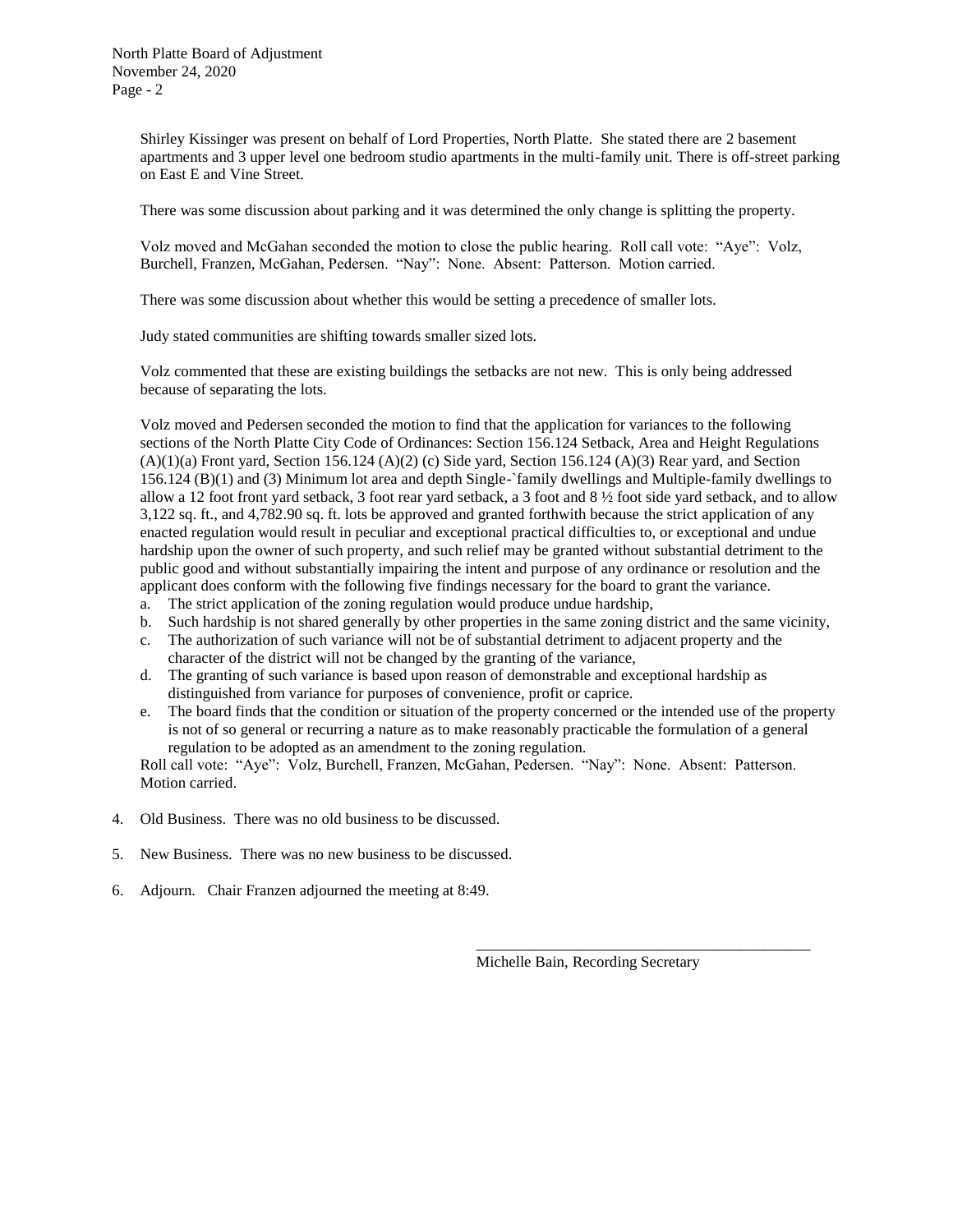Shirley Kissinger was present on behalf of Lord Properties, North Platte. She stated there are 2 basement apartments and 3 upper level one bedroom studio apartments in the multi-family unit. There is off-street parking on East E and Vine Street.

There was some discussion about parking and it was determined the only change is splitting the property.

Volz moved and McGahan seconded the motion to close the public hearing. Roll call vote: "Aye": Volz, Burchell, Franzen, McGahan, Pedersen. "Nay": None. Absent: Patterson. Motion carried.

There was some discussion about whether this would be setting a precedence of smaller lots.

Judy stated communities are shifting towards smaller sized lots.

Volz commented that these are existing buildings the setbacks are not new. This is only being addressed because of separating the lots.

Volz moved and Pedersen seconded the motion to find that the application for variances to the following sections of the North Platte City Code of Ordinances: Section 156.124 Setback, Area and Height Regulations (A)(1)(a) Front yard, Section 156.124 (A)(2) (c) Side yard, Section 156.124 (A)(3) Rear yard, and Section 156.124 (B)(1) and (3) Minimum lot area and depth Single-`family dwellings and Multiple-family dwellings to allow a 12 foot front yard setback, 3 foot rear yard setback, a 3 foot and 8 ½ foot side yard setback, and to allow 3,122 sq. ft., and 4,782.90 sq. ft. lots be approved and granted forthwith because the strict application of any enacted regulation would result in peculiar and exceptional practical difficulties to, or exceptional and undue hardship upon the owner of such property, and such relief may be granted without substantial detriment to the public good and without substantially impairing the intent and purpose of any ordinance or resolution and the applicant does conform with the following five findings necessary for the board to grant the variance.

a. The strict application of the zoning regulation would produce undue hardship,
b. Such hardship is not shared generally by other properties in the same zoning district and the same vicinity,
c. The authorization of such variance will not be of substantial detriment to adjacent property and the character of the district will not be changed by the granting of the variance,
d. The granting of such variance is based upon reason of demonstrable and exceptional hardship as distinguished from variance for purposes of convenience, profit or caprice.
e. The board finds that the condition or situation of the property concerned or the intended use of the property is not of so general or recurring a nature as to make reasonably practicable the formulation of a general regulation to be adopted as an amendment to the zoning regulation.

Roll call vote: "Aye": Volz, Burchell, Franzen, McGahan, Pedersen. "Nay": None. Absent: Patterson. Motion carried.

4. Old Business. There was no old business to be discussed.

5. New Business. There was no new business to be discussed.

6. Adjourn. Chair Franzen adjourned the meeting at 8:49.

\_\_\_\_\_\_\_\_\_\_\_\_\_\_\_\_\_\_\_\_\_\_\_\_\_\_\_\_\_\_\_\_\_\_\_\_\_\_\_\_\_\_\_\_

Michelle Bain, Recording Secretary